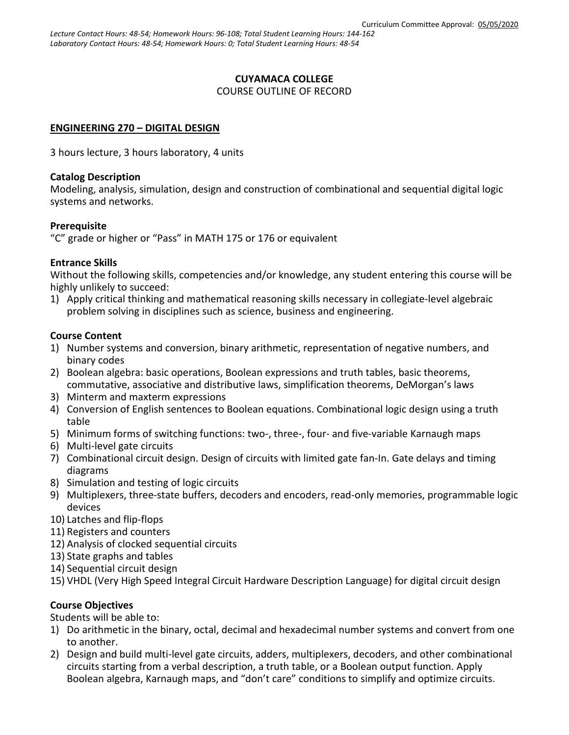Curriculum Committee Approval: 05/05/2020

*Lecture Contact Hours: 48-54; Homework Hours: 96-108; Total Student Learning Hours: 144-162*
*Laboratory Contact Hours: 48-54; Homework Hours: 0; Total Student Learning Hours: 48-54*

**CUYAMACA COLLEGE**
COURSE OUTLINE OF RECORD

**ENGINEERING 270 – DIGITAL DESIGN**

3 hours lecture, 3 hours laboratory, 4 units

**Catalog Description**
Modeling, analysis, simulation, design and construction of combinational and sequential digital logic systems and networks.

**Prerequisite**
"C" grade or higher or "Pass" in MATH 175 or 176 or equivalent

**Entrance Skills**
Without the following skills, competencies and/or knowledge, any student entering this course will be highly unlikely to succeed:

1) Apply critical thinking and mathematical reasoning skills necessary in collegiate-level algebraic problem solving in disciplines such as science, business and engineering.

**Course Content**

1) Number systems and conversion, binary arithmetic, representation of negative numbers, and binary codes
2) Boolean algebra: basic operations, Boolean expressions and truth tables, basic theorems, commutative, associative and distributive laws, simplification theorems, DeMorgan's laws
3) Minterm and maxterm expressions
4) Conversion of English sentences to Boolean equations. Combinational logic design using a truth table
5) Minimum forms of switching functions: two-, three-, four- and five-variable Karnaugh maps
6) Multi-level gate circuits
7) Combinational circuit design. Design of circuits with limited gate fan-In. Gate delays and timing diagrams
8) Simulation and testing of logic circuits
9) Multiplexers, three-state buffers, decoders and encoders, read-only memories, programmable logic devices
10) Latches and flip-flops
11) Registers and counters
12) Analysis of clocked sequential circuits
13) State graphs and tables
14) Sequential circuit design
15) VHDL (Very High Speed Integral Circuit Hardware Description Language) for digital circuit design

**Course Objectives**
Students will be able to:

1) Do arithmetic in the binary, octal, decimal and hexadecimal number systems and convert from one to another.
2) Design and build multi-level gate circuits, adders, multiplexers, decoders, and other combinational circuits starting from a verbal description, a truth table, or a Boolean output function. Apply Boolean algebra, Karnaugh maps, and "don't care" conditions to simplify and optimize circuits.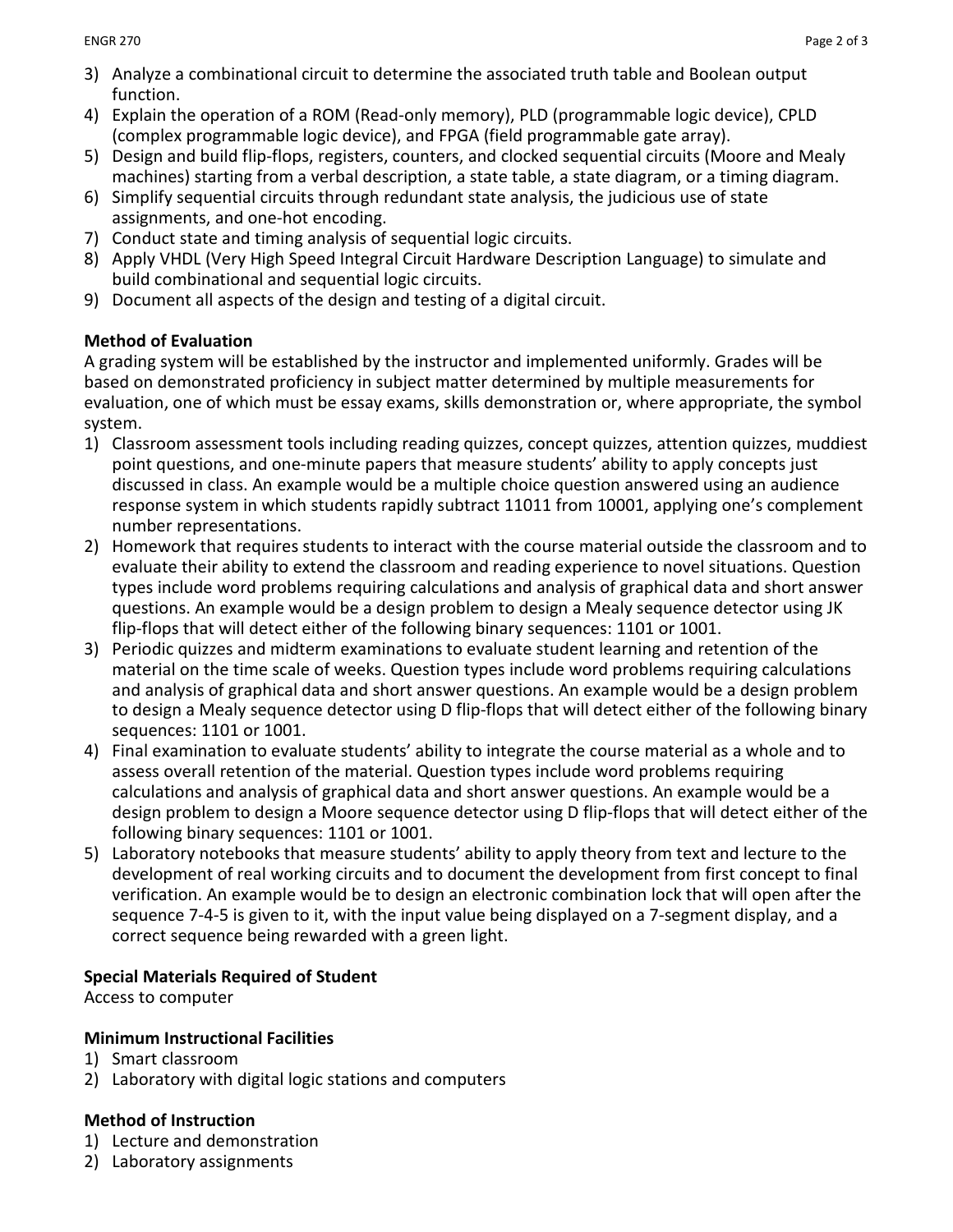3) Analyze a combinational circuit to determine the associated truth table and Boolean output function.
4) Explain the operation of a ROM (Read-only memory), PLD (programmable logic device), CPLD (complex programmable logic device), and FPGA (field programmable gate array).
5) Design and build flip-flops, registers, counters, and clocked sequential circuits (Moore and Mealy machines) starting from a verbal description, a state table, a state diagram, or a timing diagram.
6) Simplify sequential circuits through redundant state analysis, the judicious use of state assignments, and one-hot encoding.
7) Conduct state and timing analysis of sequential logic circuits.
8) Apply VHDL (Very High Speed Integral Circuit Hardware Description Language) to simulate and build combinational and sequential logic circuits.
9) Document all aspects of the design and testing of a digital circuit.

**Method of Evaluation**

A grading system will be established by the instructor and implemented uniformly. Grades will be based on demonstrated proficiency in subject matter determined by multiple measurements for evaluation, one of which must be essay exams, skills demonstration or, where appropriate, the symbol system.

1) Classroom assessment tools including reading quizzes, concept quizzes, attention quizzes, muddiest point questions, and one-minute papers that measure students' ability to apply concepts just discussed in class. An example would be a multiple choice question answered using an audience response system in which students rapidly subtract 11011 from 10001, applying one's complement number representations.
2) Homework that requires students to interact with the course material outside the classroom and to evaluate their ability to extend the classroom and reading experience to novel situations. Question types include word problems requiring calculations and analysis of graphical data and short answer questions. An example would be a design problem to design a Mealy sequence detector using JK flip-flops that will detect either of the following binary sequences: 1101 or 1001.
3) Periodic quizzes and midterm examinations to evaluate student learning and retention of the material on the time scale of weeks. Question types include word problems requiring calculations and analysis of graphical data and short answer questions. An example would be a design problem to design a Mealy sequence detector using D flip-flops that will detect either of the following binary sequences: 1101 or 1001.
4) Final examination to evaluate students' ability to integrate the course material as a whole and to assess overall retention of the material. Question types include word problems requiring calculations and analysis of graphical data and short answer questions. An example would be a design problem to design a Moore sequence detector using D flip-flops that will detect either of the following binary sequences: 1101 or 1001.
5) Laboratory notebooks that measure students' ability to apply theory from text and lecture to the development of real working circuits and to document the development from first concept to final verification. An example would be to design an electronic combination lock that will open after the sequence 7-4-5 is given to it, with the input value being displayed on a 7-segment display, and a correct sequence being rewarded with a green light.

**Special Materials Required of Student**

Access to computer

**Minimum Instructional Facilities**

1) Smart classroom
2) Laboratory with digital logic stations and computers

**Method of Instruction**

1) Lecture and demonstration
2) Laboratory assignments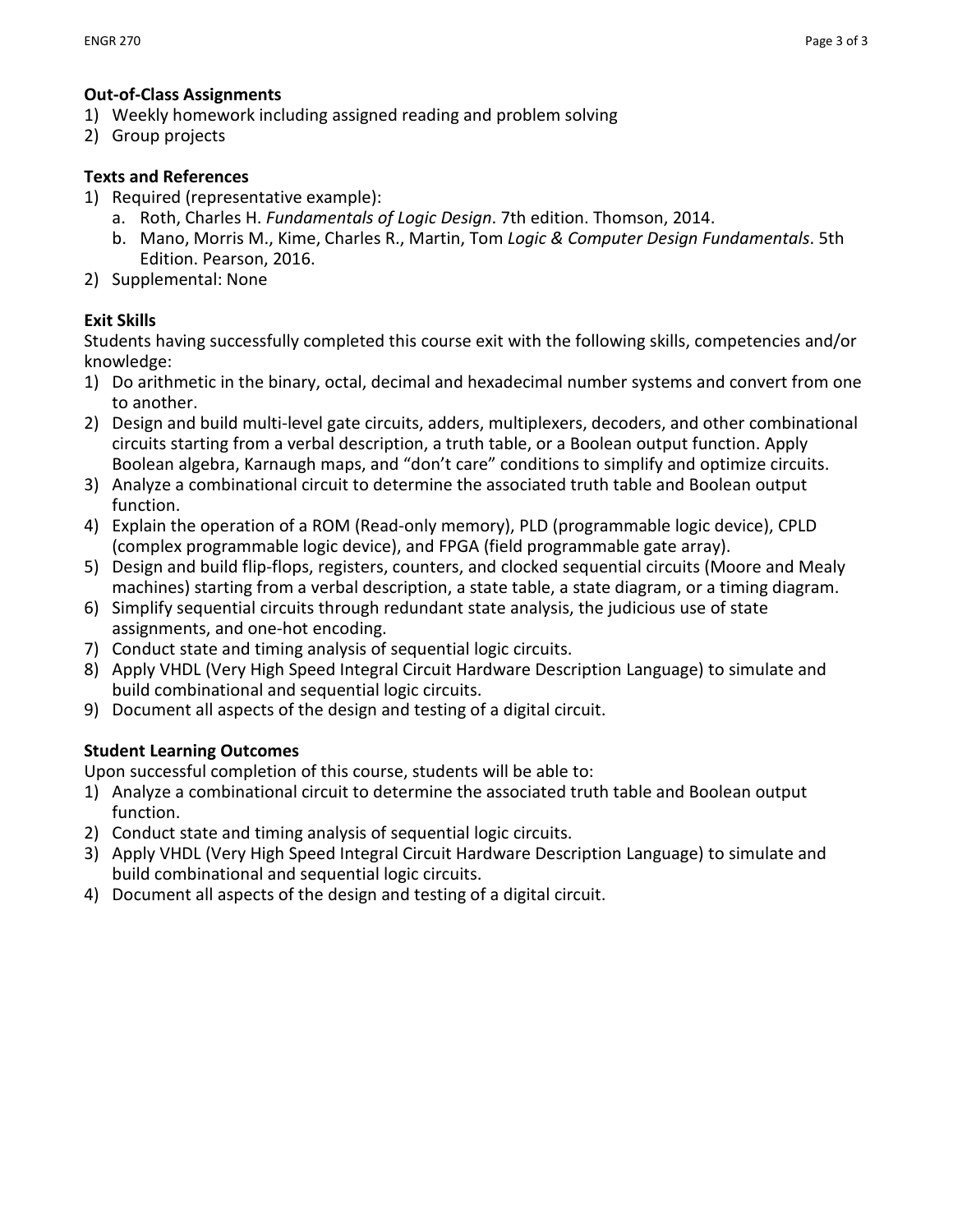**Out-of-Class Assignments**

1) Weekly homework including assigned reading and problem solving
2) Group projects

**Texts and References**

1) Required (representative example):
   a. Roth, Charles H. *Fundamentals of Logic Design*. 7th edition. Thomson, 2014.
   b. Mano, Morris M., Kime, Charles R., Martin, Tom *Logic & Computer Design Fundamentals*. 5th Edition. Pearson, 2016.
2) Supplemental: None

**Exit Skills**

Students having successfully completed this course exit with the following skills, competencies and/or knowledge:

1) Do arithmetic in the binary, octal, decimal and hexadecimal number systems and convert from one to another.
2) Design and build multi-level gate circuits, adders, multiplexers, decoders, and other combinational circuits starting from a verbal description, a truth table, or a Boolean output function. Apply Boolean algebra, Karnaugh maps, and "don't care" conditions to simplify and optimize circuits.
3) Analyze a combinational circuit to determine the associated truth table and Boolean output function.
4) Explain the operation of a ROM (Read-only memory), PLD (programmable logic device), CPLD (complex programmable logic device), and FPGA (field programmable gate array).
5) Design and build flip-flops, registers, counters, and clocked sequential circuits (Moore and Mealy machines) starting from a verbal description, a state table, a state diagram, or a timing diagram.
6) Simplify sequential circuits through redundant state analysis, the judicious use of state assignments, and one-hot encoding.
7) Conduct state and timing analysis of sequential logic circuits.
8) Apply VHDL (Very High Speed Integral Circuit Hardware Description Language) to simulate and build combinational and sequential logic circuits.
9) Document all aspects of the design and testing of a digital circuit.

**Student Learning Outcomes**

Upon successful completion of this course, students will be able to:

1) Analyze a combinational circuit to determine the associated truth table and Boolean output function.
2) Conduct state and timing analysis of sequential logic circuits.
3) Apply VHDL (Very High Speed Integral Circuit Hardware Description Language) to simulate and build combinational and sequential logic circuits.
4) Document all aspects of the design and testing of a digital circuit.